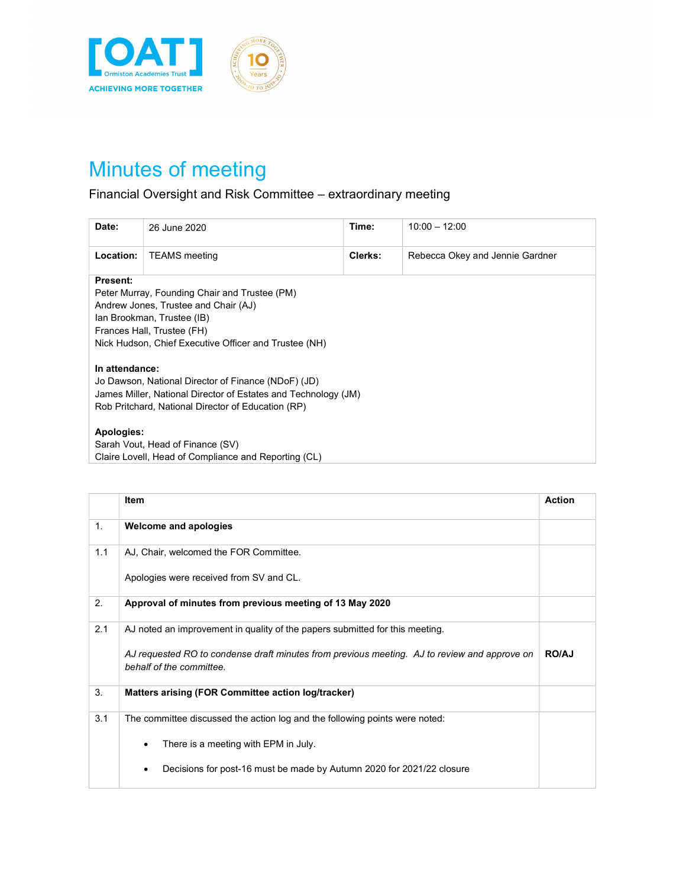# Minutes of meeting

Financial Oversight and Risk Committee – extraordinary meeting

| **Date:** | 26 June 2020 | **Time:** | 10:00 – 12:00 |
|---|---|---|---|
| **Location:** | TEAMS meeting | **Clerks:** | Rebecca Okey and Jennie Gardner |

**Present:**
Peter Murray, Founding Chair and Trustee (PM)
Andrew Jones, Trustee and Chair (AJ)
Ian Brookman, Trustee (IB)
Frances Hall, Trustee (FH)
Nick Hudson, Chief Executive Officer and Trustee (NH)

**In attendance:**
Jo Dawson, National Director of Finance (NDoF) (JD)
James Miller, National Director of Estates and Technology (JM)
Rob Pritchard, National Director of Education (RP)

**Apologies:**
Sarah Vout, Head of Finance (SV)
Claire Lovell, Head of Compliance and Reporting (CL)

| | Item | Action |
|---|---|---|
| 1. | **Welcome and apologies** | |
| 1.1 | AJ, Chair, welcomed the FOR Committee.<br><br>Apologies were received from SV and CL. | |
| 2. | **Approval of minutes from previous meeting of 13 May 2020** | |
| 2.1 | AJ noted an improvement in quality of the papers submitted for this meeting.<br><br>*AJ requested RO to condense draft minutes from previous meeting. AJ to review and approve on behalf of the committee.* | **RO/AJ** |
| 3. | **Matters arising (FOR Committee action log/tracker)** | |
| 3.1 | The committee discussed the action log and the following points were noted:<br><br>• There is a meeting with EPM in July.<br><br>• Decisions for post-16 must be made by Autumn 2020 for 2021/22 closure | |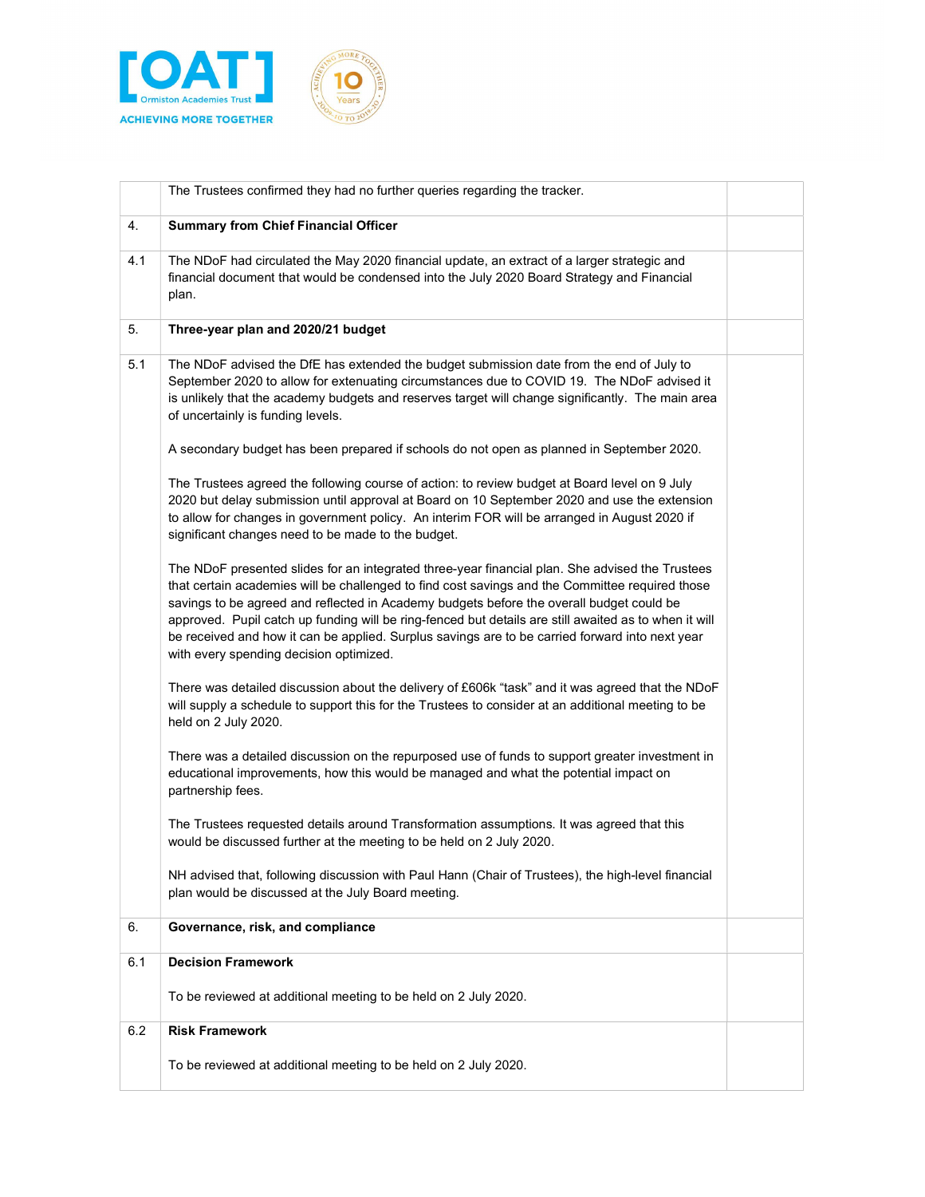|  |  |  |
|---|---|---|
|  | The Trustees confirmed they had no further queries regarding the tracker. |  |
| 4. | **Summary from Chief Financial Officer** |  |
| 4.1 | The NDoF had circulated the May 2020 financial update, an extract of a larger strategic and financial document that would be condensed into the July 2020 Board Strategy and Financial plan. |  |
| 5. | **Three-year plan and 2020/21 budget** |  |
| 5.1 | The NDoF advised the DfE has extended the budget submission date from the end of July to September 2020 to allow for extenuating circumstances due to COVID 19. The NDoF advised it is unlikely that the academy budgets and reserves target will change significantly. The main area of uncertainty is funding levels.<br><br>A secondary budget has been prepared if schools do not open as planned in September 2020.<br><br>The Trustees agreed the following course of action: to review budget at Board level on 9 July 2020 but delay submission until approval at Board on 10 September 2020 and use the extension to allow for changes in government policy. An interim FOR will be arranged in August 2020 if significant changes need to be made to the budget.<br><br>The NDoF presented slides for an integrated three-year financial plan. She advised the Trustees that certain academies will be challenged to find cost savings and the Committee required those savings to be agreed and reflected in Academy budgets before the overall budget could be approved. Pupil catch up funding will be ring-fenced but details are still awaited as to when it will be received and how it can be applied. Surplus savings are to be carried forward into next year with every spending decision optimized.<br><br>There was detailed discussion about the delivery of £606k "task" and it was agreed that the NDoF will supply a schedule to support this for the Trustees to consider at an additional meeting to be held on 2 July 2020.<br><br>There was a detailed discussion on the repurposed use of funds to support greater investment in educational improvements, how this would be managed and what the potential impact on partnership fees.<br><br>The Trustees requested details around Transformation assumptions. It was agreed that this would be discussed further at the meeting to be held on 2 July 2020.<br><br>NH advised that, following discussion with Paul Hann (Chair of Trustees), the high-level financial plan would be discussed at the July Board meeting. |  |
| 6. | **Governance, risk, and compliance** |  |
| 6.1 | **Decision Framework**<br><br>To be reviewed at additional meeting to be held on 2 July 2020. |  |
| 6.2 | **Risk Framework**<br><br>To be reviewed at additional meeting to be held on 2 July 2020. |  |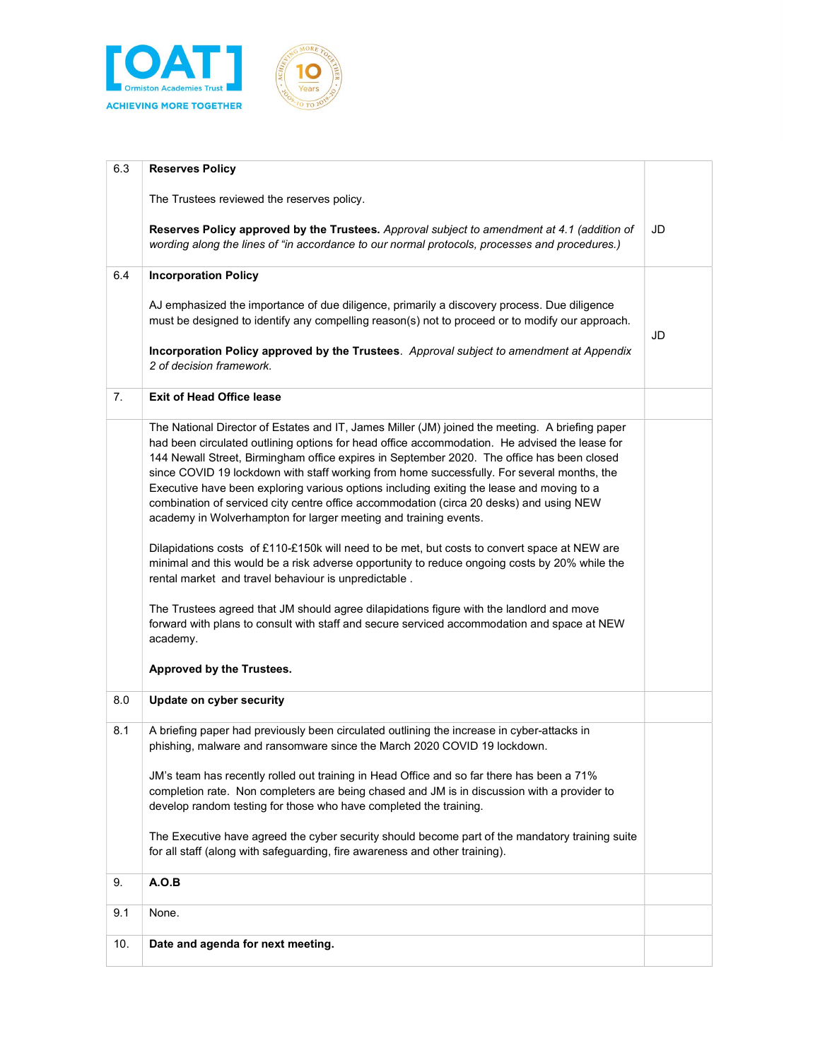| | | |
|---|---|---|
| 6.3 | **Reserves Policy**<br><br>The Trustees reviewed the reserves policy.<br><br>**Reserves Policy approved by the Trustees.** *Approval subject to amendment at 4.1 (addition of wording along the lines of "in accordance to our normal protocols, processes and procedures.)* | JD |
| 6.4 | **Incorporation Policy**<br><br>AJ emphasized the importance of due diligence, primarily a discovery process. Due diligence must be designed to identify any compelling reason(s) not to proceed or to modify our approach.<br><br>**Incorporation Policy approved by the Trustees**. *Approval subject to amendment at Appendix 2 of decision framework.* | JD |
| 7. | **Exit of Head Office lease** | |
| | The National Director of Estates and IT, James Miller (JM) joined the meeting. A briefing paper had been circulated outlining options for head office accommodation. He advised the lease for 144 Newall Street, Birmingham office expires in September 2020. The office has been closed since COVID 19 lockdown with staff working from home successfully. For several months, the Executive have been exploring various options including exiting the lease and moving to a combination of serviced city centre office accommodation (circa 20 desks) and using NEW academy in Wolverhampton for larger meeting and training events.<br><br>Dilapidations costs of £110-£150k will need to be met, but costs to convert space at NEW are minimal and this would be a risk adverse opportunity to reduce ongoing costs by 20% while the rental market and travel behaviour is unpredictable .<br><br>The Trustees agreed that JM should agree dilapidations figure with the landlord and move forward with plans to consult with staff and secure serviced accommodation and space at NEW academy.<br><br>**Approved by the Trustees.** | |
| 8.0 | **Update on cyber security** | |
| 8.1 | A briefing paper had previously been circulated outlining the increase in cyber-attacks in phishing, malware and ransomware since the March 2020 COVID 19 lockdown.<br><br>JM's team has recently rolled out training in Head Office and so far there has been a 71% completion rate. Non completers are being chased and JM is in discussion with a provider to develop random testing for those who have completed the training.<br><br>The Executive have agreed the cyber security should become part of the mandatory training suite for all staff (along with safeguarding, fire awareness and other training). | |
| 9. | **A.O.B** | |
| 9.1 | None. | |
| 10. | **Date and agenda for next meeting.** | |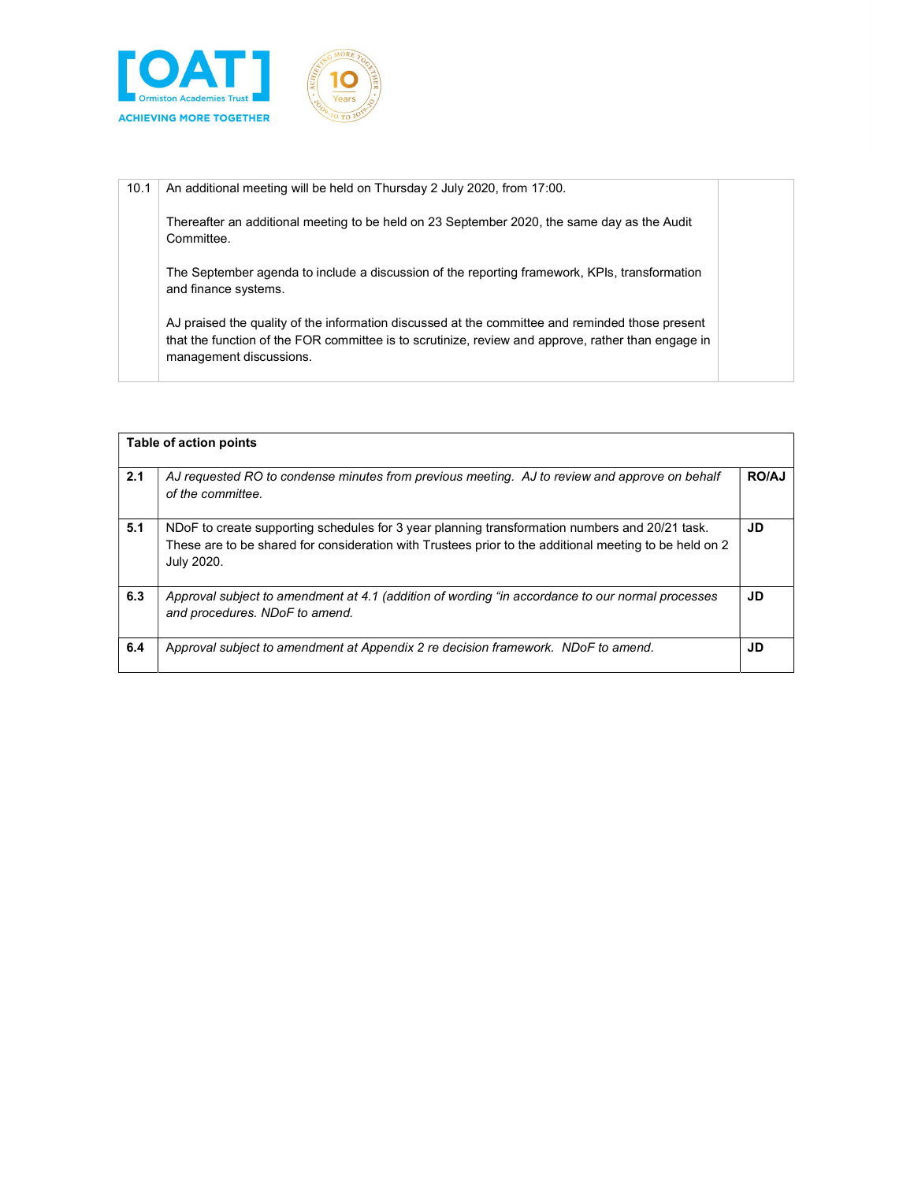| | | |
|---|---|---|
| 10.1 | An additional meeting will be held on Thursday 2 July 2020, from 17:00.<br><br>Thereafter an additional meeting to be held on 23 September 2020, the same day as the Audit Committee.<br><br>The September agenda to include a discussion of the reporting framework, KPIs, transformation and finance systems.<br><br>AJ praised the quality of the information discussed at the committee and reminded those present that the function of the FOR committee is to scrutinize, review and approve, rather than engage in management discussions. | |

| **Table of action points** | | |
|---|---|---|
| **2.1** | *AJ requested RO to condense minutes from previous meeting. AJ to review and approve on behalf of the committee.* | **RO/AJ** |
| **5.1** | NDoF to create supporting schedules for 3 year planning transformation numbers and 20/21 task. These are to be shared for consideration with Trustees prior to the additional meeting to be held on 2 July 2020. | **JD** |
| **6.3** | *Approval subject to amendment at 4.1 (addition of wording "in accordance to our normal processes and procedures. NDoF to amend.* | **JD** |
| **6.4** | *Approval subject to amendment at Appendix 2 re decision framework. NDoF to amend.* | **JD** |